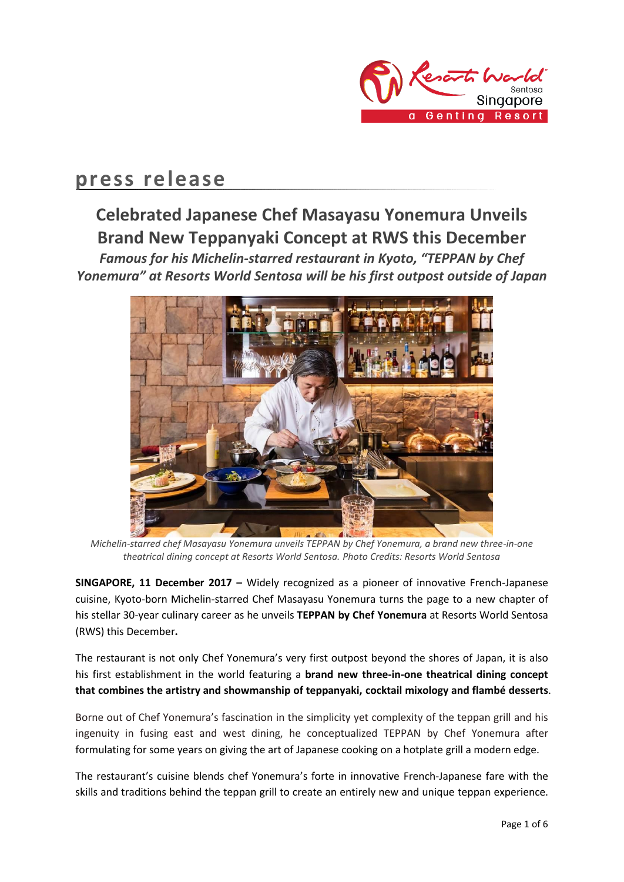# press release

## Celebrated Japanese Chef Masayasu Yonemura Unveils Brand New Teppanyaki Concept at RWS this December

***Famous for his Michelin-starred restaurant in Kyoto, "TEPPAN by Chef Yonemura" at Resorts World Sentosa will be his first outpost outside of Japan***

*Michelin-starred chef Masayasu Yonemura unveils TEPPAN by Chef Yonemura, a brand new three-in-one theatrical dining concept at Resorts World Sentosa. Photo Credits: Resorts World Sentosa*

**SINGAPORE, 11 December 2017 –** Widely recognized as a pioneer of innovative French-Japanese cuisine, Kyoto-born Michelin-starred Chef Masayasu Yonemura turns the page to a new chapter of his stellar 30-year culinary career as he unveils **TEPPAN by Chef Yonemura** at Resorts World Sentosa (RWS) this December**.**

The restaurant is not only Chef Yonemura's very first outpost beyond the shores of Japan, it is also his first establishment in the world featuring a **brand new three-in-one theatrical dining concept that combines the artistry and showmanship of teppanyaki, cocktail mixology and flambé desserts**.

Borne out of Chef Yonemura's fascination in the simplicity yet complexity of the teppan grill and his ingenuity in fusing east and west dining, he conceptualized TEPPAN by Chef Yonemura after formulating for some years on giving the art of Japanese cooking on a hotplate grill a modern edge.

The restaurant's cuisine blends chef Yonemura's forte in innovative French-Japanese fare with the skills and traditions behind the teppan grill to create an entirely new and unique teppan experience.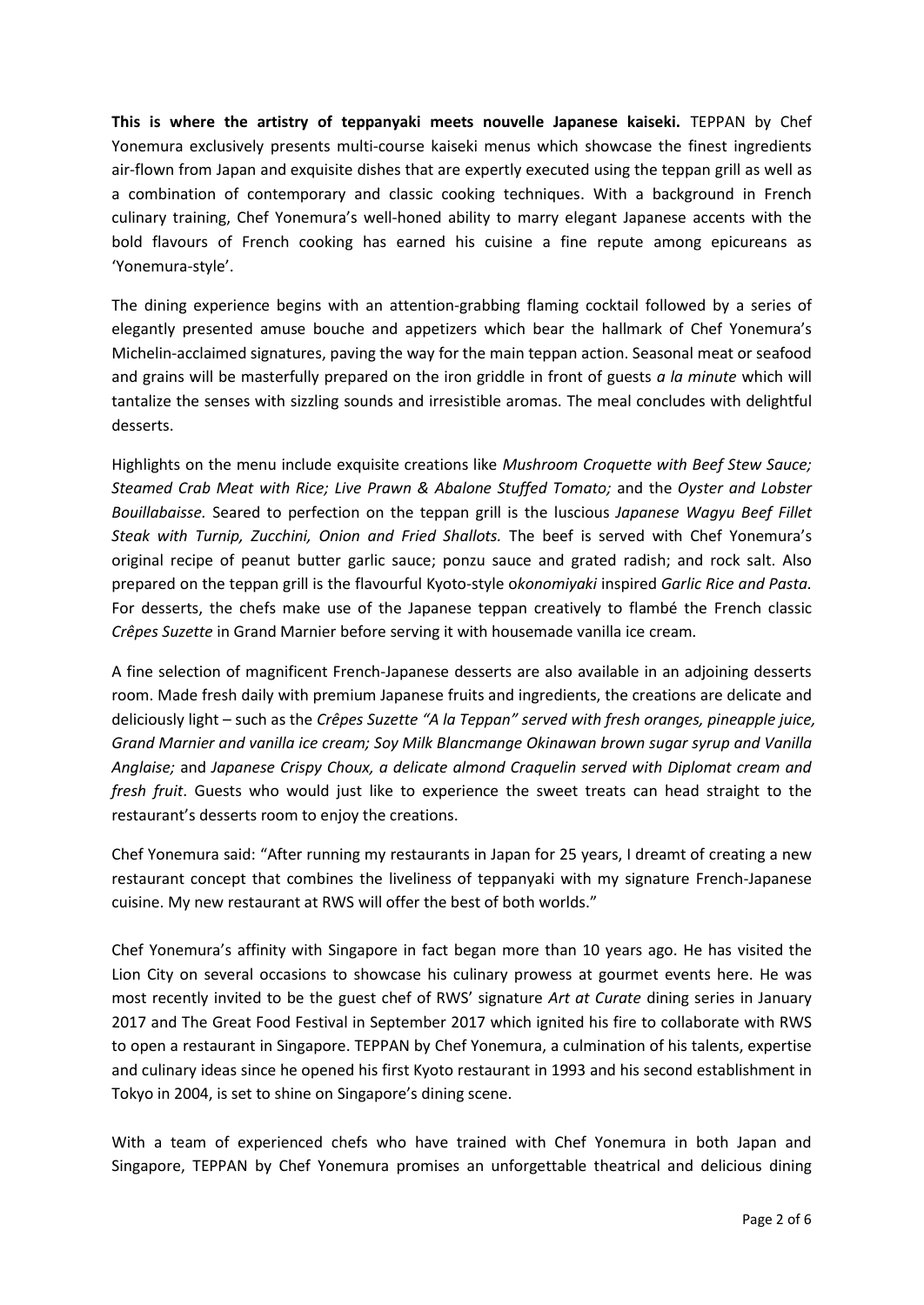**This is where the artistry of teppanyaki meets nouvelle Japanese kaiseki.** TEPPAN by Chef Yonemura exclusively presents multi-course kaiseki menus which showcase the finest ingredients air-flown from Japan and exquisite dishes that are expertly executed using the teppan grill as well as a combination of contemporary and classic cooking techniques. With a background in French culinary training, Chef Yonemura's well-honed ability to marry elegant Japanese accents with the bold flavours of French cooking has earned his cuisine a fine repute among epicureans as 'Yonemura-style'.

The dining experience begins with an attention-grabbing flaming cocktail followed by a series of elegantly presented amuse bouche and appetizers which bear the hallmark of Chef Yonemura's Michelin-acclaimed signatures, paving the way for the main teppan action. Seasonal meat or seafood and grains will be masterfully prepared on the iron griddle in front of guests *a la minute* which will tantalize the senses with sizzling sounds and irresistible aromas. The meal concludes with delightful desserts.

Highlights on the menu include exquisite creations like *Mushroom Croquette with Beef Stew Sauce; Steamed Crab Meat with Rice; Live Prawn & Abalone Stuffed Tomato;* and the *Oyster and Lobster Bouillabaisse.* Seared to perfection on the teppan grill is the luscious *Japanese Wagyu Beef Fillet Steak with Turnip, Zucchini, Onion and Fried Shallots.* The beef is served with Chef Yonemura's original recipe of peanut butter garlic sauce; ponzu sauce and grated radish; and rock salt. Also prepared on the teppan grill is the flavourful Kyoto-style o*konomiyaki* inspired *Garlic Rice and Pasta.* For desserts, the chefs make use of the Japanese teppan creatively to flambé the French classic *Crêpes Suzette* in Grand Marnier before serving it with housemade vanilla ice cream.

A fine selection of magnificent French-Japanese desserts are also available in an adjoining desserts room. Made fresh daily with premium Japanese fruits and ingredients, the creations are delicate and deliciously light – such as the *Crêpes Suzette "A la Teppan" served with fresh oranges, pineapple juice, Grand Marnier and vanilla ice cream; Soy Milk Blancmange Okinawan brown sugar syrup and Vanilla Anglaise;* and *Japanese Crispy Choux, a delicate almond Craquelin served with Diplomat cream and fresh fruit*. Guests who would just like to experience the sweet treats can head straight to the restaurant's desserts room to enjoy the creations.

Chef Yonemura said: "After running my restaurants in Japan for 25 years, I dreamt of creating a new restaurant concept that combines the liveliness of teppanyaki with my signature French-Japanese cuisine. My new restaurant at RWS will offer the best of both worlds."

Chef Yonemura's affinity with Singapore in fact began more than 10 years ago. He has visited the Lion City on several occasions to showcase his culinary prowess at gourmet events here. He was most recently invited to be the guest chef of RWS' signature *Art at Curate* dining series in January 2017 and The Great Food Festival in September 2017 which ignited his fire to collaborate with RWS to open a restaurant in Singapore. TEPPAN by Chef Yonemura, a culmination of his talents, expertise and culinary ideas since he opened his first Kyoto restaurant in 1993 and his second establishment in Tokyo in 2004, is set to shine on Singapore's dining scene.

With a team of experienced chefs who have trained with Chef Yonemura in both Japan and Singapore, TEPPAN by Chef Yonemura promises an unforgettable theatrical and delicious dining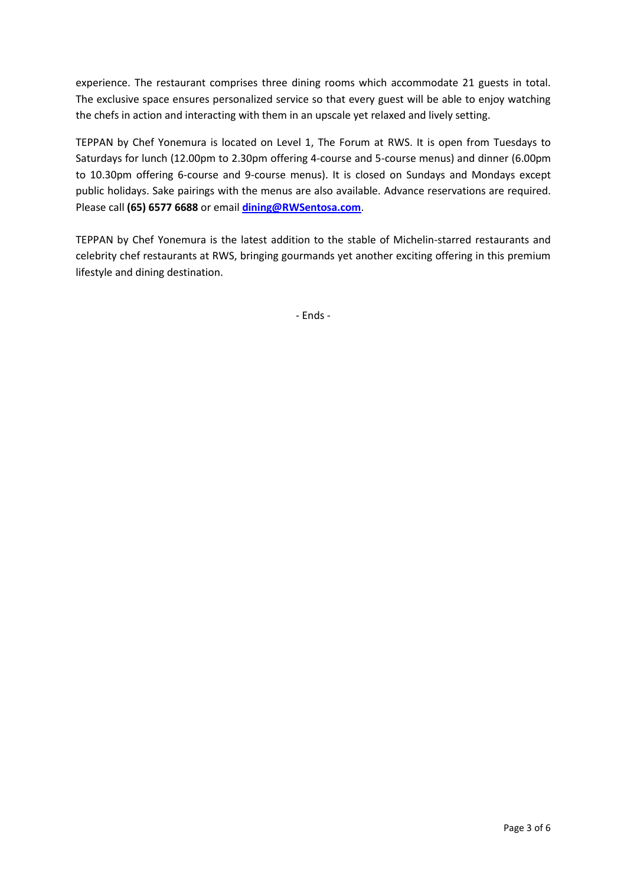experience. The restaurant comprises three dining rooms which accommodate 21 guests in total. The exclusive space ensures personalized service so that every guest will be able to enjoy watching the chefs in action and interacting with them in an upscale yet relaxed and lively setting.

TEPPAN by Chef Yonemura is located on Level 1, The Forum at RWS. It is open from Tuesdays to Saturdays for lunch (12.00pm to 2.30pm offering 4-course and 5-course menus) and dinner (6.00pm to 10.30pm offering 6-course and 9-course menus). It is closed on Sundays and Mondays except public holidays. Sake pairings with the menus are also available. Advance reservations are required. Please call **(65) 6577 6688** or email **dining@RWSentosa.com**.

TEPPAN by Chef Yonemura is the latest addition to the stable of Michelin-starred restaurants and celebrity chef restaurants at RWS, bringing gourmands yet another exciting offering in this premium lifestyle and dining destination.

- Ends -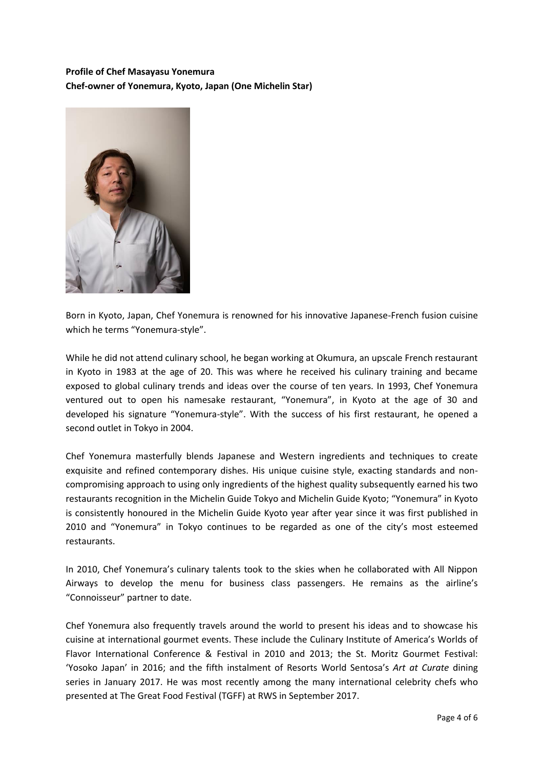**Profile of Chef Masayasu Yonemura**
**Chef-owner of Yonemura, Kyoto, Japan (One Michelin Star)**

Born in Kyoto, Japan, Chef Yonemura is renowned for his innovative Japanese-French fusion cuisine which he terms "Yonemura-style".

While he did not attend culinary school, he began working at Okumura, an upscale French restaurant in Kyoto in 1983 at the age of 20. This was where he received his culinary training and became exposed to global culinary trends and ideas over the course of ten years. In 1993, Chef Yonemura ventured out to open his namesake restaurant, "Yonemura", in Kyoto at the age of 30 and developed his signature "Yonemura-style". With the success of his first restaurant, he opened a second outlet in Tokyo in 2004.

Chef Yonemura masterfully blends Japanese and Western ingredients and techniques to create exquisite and refined contemporary dishes. His unique cuisine style, exacting standards and non-compromising approach to using only ingredients of the highest quality subsequently earned his two restaurants recognition in the Michelin Guide Tokyo and Michelin Guide Kyoto; "Yonemura" in Kyoto is consistently honoured in the Michelin Guide Kyoto year after year since it was first published in 2010 and "Yonemura" in Tokyo continues to be regarded as one of the city's most esteemed restaurants.

In 2010, Chef Yonemura's culinary talents took to the skies when he collaborated with All Nippon Airways to develop the menu for business class passengers. He remains as the airline's "Connoisseur" partner to date.

Chef Yonemura also frequently travels around the world to present his ideas and to showcase his cuisine at international gourmet events. These include the Culinary Institute of America's Worlds of Flavor International Conference & Festival in 2010 and 2013; the St. Moritz Gourmet Festival: 'Yosoko Japan' in 2016; and the fifth instalment of Resorts World Sentosa's *Art at Curate* dining series in January 2017. He was most recently among the many international celebrity chefs who presented at The Great Food Festival (TGFF) at RWS in September 2017.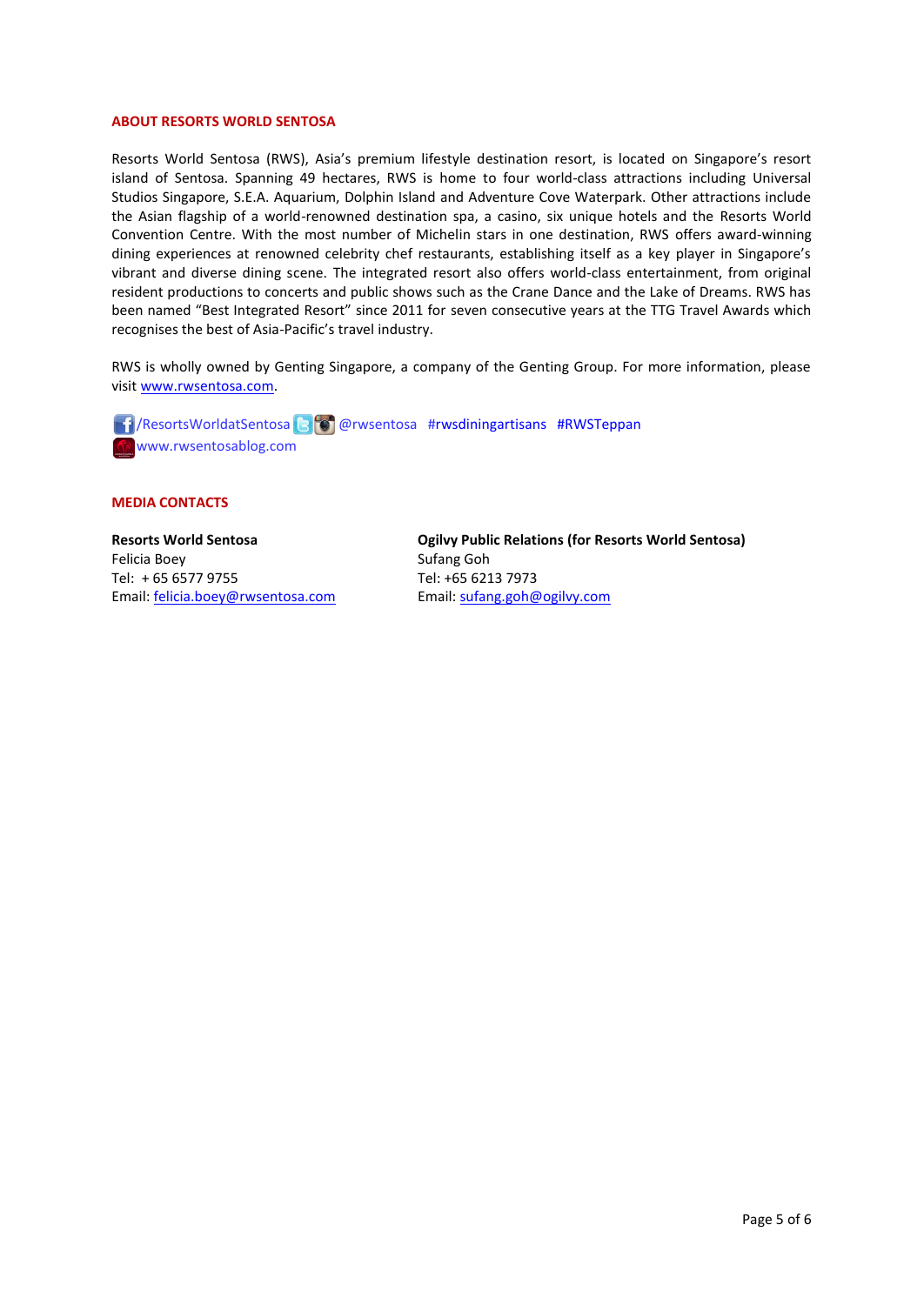## ABOUT RESORTS WORLD SENTOSA

Resorts World Sentosa (RWS), Asia's premium lifestyle destination resort, is located on Singapore's resort island of Sentosa. Spanning 49 hectares, RWS is home to four world-class attractions including Universal Studios Singapore, S.E.A. Aquarium, Dolphin Island and Adventure Cove Waterpark. Other attractions include the Asian flagship of a world-renowned destination spa, a casino, six unique hotels and the Resorts World Convention Centre. With the most number of Michelin stars in one destination, RWS offers award-winning dining experiences at renowned celebrity chef restaurants, establishing itself as a key player in Singapore's vibrant and diverse dining scene. The integrated resort also offers world-class entertainment, from original resident productions to concerts and public shows such as the Crane Dance and the Lake of Dreams. RWS has been named "Best Integrated Resort" since 2011 for seven consecutive years at the TTG Travel Awards which recognises the best of Asia-Pacific's travel industry.

RWS is wholly owned by Genting Singapore, a company of the Genting Group. For more information, please visit www.rwsentosa.com.

/ResortsWorldatSentosa @rwsentosa #rwsdiningartisans #RWSTeppan
www.rwsentosablog.com

## MEDIA CONTACTS

**Resorts World Sentosa**
Felicia Boey
Tel: + 65 6577 9755
Email: felicia.boey@rwsentosa.com

**Ogilvy Public Relations (for Resorts World Sentosa)**
Sufang Goh
Tel: +65 6213 7973
Email: sufang.goh@ogilvy.com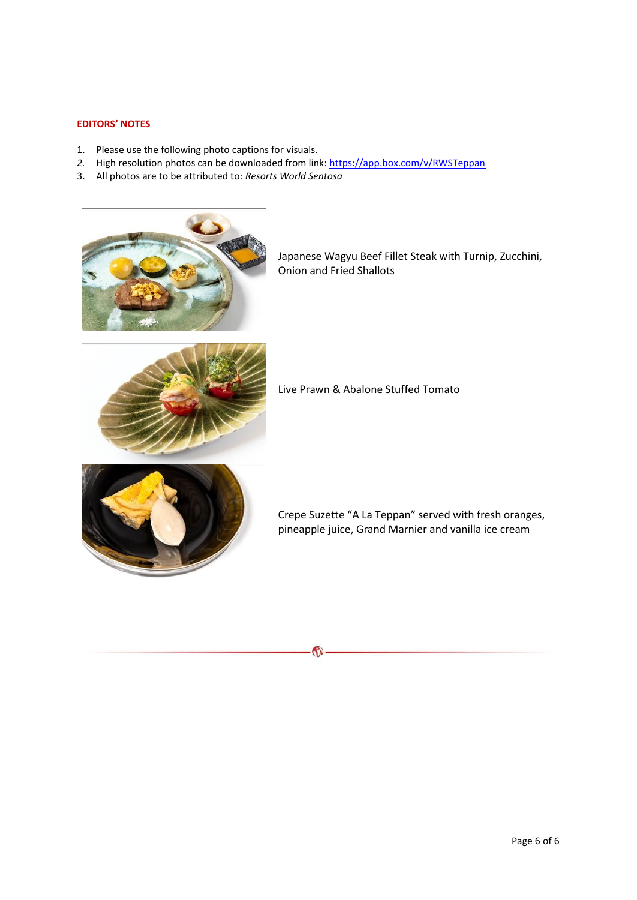**EDITORS' NOTES**

1. Please use the following photo captions for visuals.
2. High resolution photos can be downloaded from link: [https://app.box.com/v/RWSTeppan](https://app.box.com/v/RWSTeppan)
3. All photos are to be attributed to: *Resorts World Sentosa*

Japanese Wagyu Beef Fillet Steak with Turnip, Zucchini, Onion and Fried Shallots

Live Prawn & Abalone Stuffed Tomato

Crepe Suzette "A La Teppan" served with fresh oranges, pineapple juice, Grand Marnier and vanilla ice cream